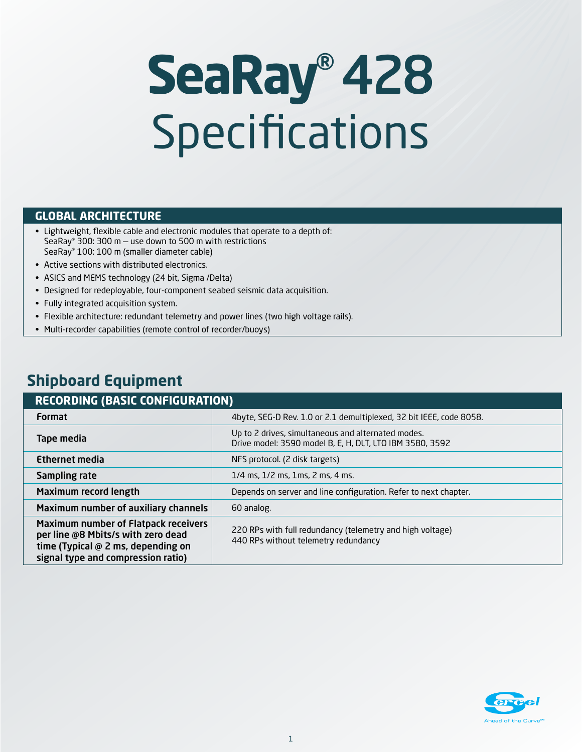# SeaRay® 428 Specifications

## GLOBAL ARCHITECTURE

- Lightweight, flexible cable and electronic modules that operate to a depth of:
  SeaRay® 300: 300 m – use down to 500 m with restrictions
  SeaRay® 100: 100 m (smaller diameter cable)
- Active sections with distributed electronics.
- ASICS and MEMS technology (24 bit, Sigma /Delta)
- Designed for redeployable, four-component seabed seismic data acquisition.
- Fully integrated acquisition system.
- Flexible architecture: redundant telemetry and power lines (two high voltage rails).
- Multi-recorder capabilities (remote control of recorder/buoys)

## Shipboard Equipment

### RECORDING (BASIC CONFIGURATION)

| | |
|---|---|
| **Format** | 4byte, SEG-D Rev. 1.0 or 2.1 demultiplexed, 32 bit IEEE, code 8058. |
| **Tape media** | Up to 2 drives, simultaneous and alternated modes.<br>Drive model: 3590 model B, E, H, DLT, LTO IBM 3580, 3592 |
| **Ethernet media** | NFS protocol. (2 disk targets) |
| **Sampling rate** | 1/4 ms, 1/2 ms, 1ms, 2 ms, 4 ms. |
| **Maximum record length** | Depends on server and line configuration. Refer to next chapter. |
| **Maximum number of auxiliary channels** | 60 analog. |
| **Maximum number of Flatpack receivers per line @8 Mbits/s with zero dead time (Typical @ 2 ms, depending on signal type and compression ratio)** | 220 RPs with full redundancy (telemetry and high voltage)<br>440 RPs without telemetry redundancy |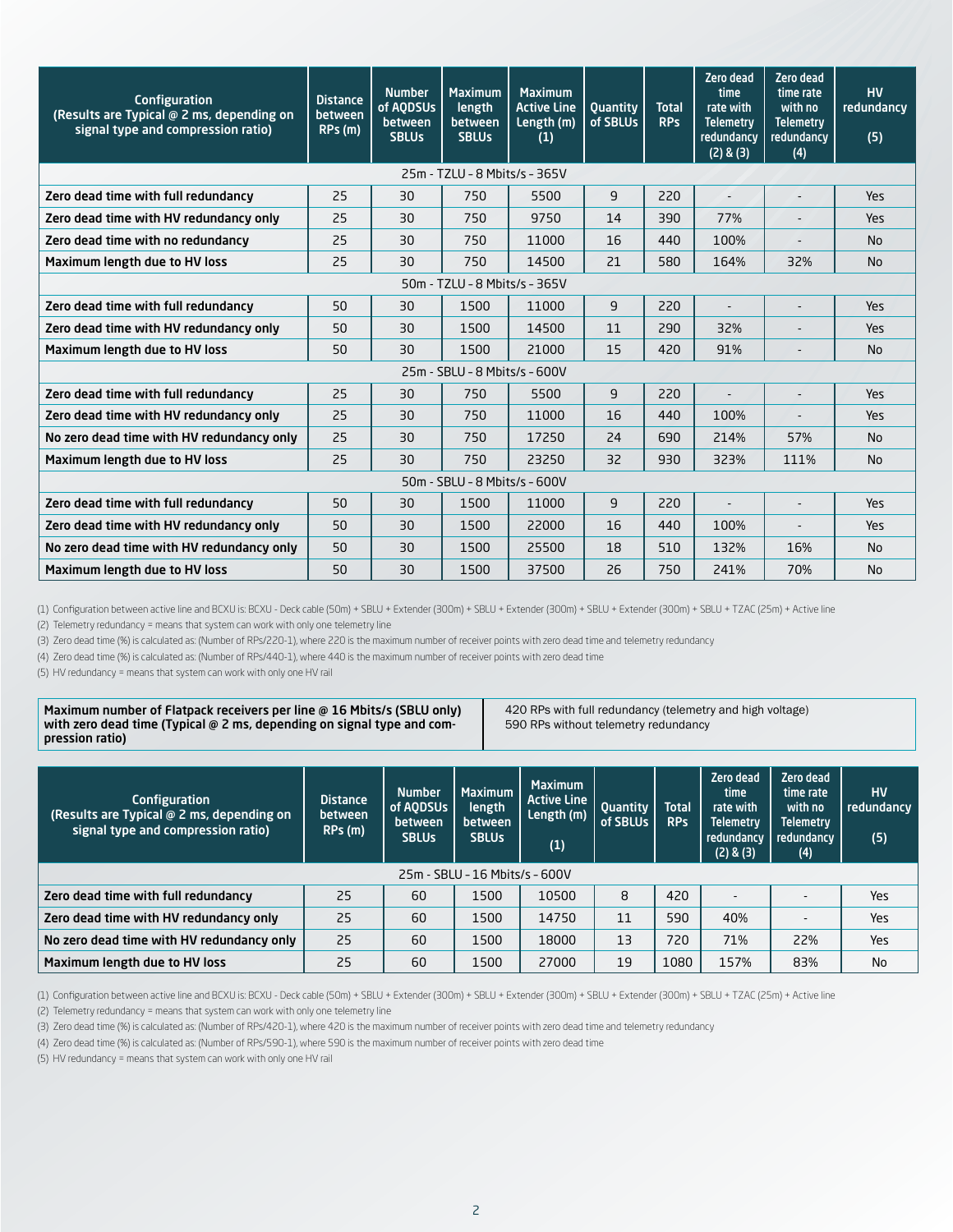| Configuration (Results are Typical @ 2 ms, depending on signal type and compression ratio) | Distance between RPs (m) | Number of AQDSUs between SBLUs | Maximum length between SBLUs | Maximum Active Line Length (m) (1) | Quantity of SBLUs | Total RPs | Zero dead time rate with Telemetry redundancy (2) & (3) | Zero dead time rate with no Telemetry redundancy (4) | HV redundancy (5) |
|---|---|---|---|---|---|---|---|---|---|
| 25m - TZLU - 8 Mbits/s - 365V | | | | | | | | | |
| **Zero dead time with full redundancy** | 25 | 30 | 750 | 5500 | 9 | 220 | - | - | Yes |
| **Zero dead time with HV redundancy only** | 25 | 30 | 750 | 9750 | 14 | 390 | 77% | - | Yes |
| **Zero dead time with no redundancy** | 25 | 30 | 750 | 11000 | 16 | 440 | 100% | - | No |
| **Maximum length due to HV loss** | 25 | 30 | 750 | 14500 | 21 | 580 | 164% | 32% | No |
| 50m - TZLU - 8 Mbits/s - 365V | | | | | | | | | |
| **Zero dead time with full redundancy** | 50 | 30 | 1500 | 11000 | 9 | 220 | - | - | Yes |
| **Zero dead time with HV redundancy only** | 50 | 30 | 1500 | 14500 | 11 | 290 | 32% | - | Yes |
| **Maximum length due to HV loss** | 50 | 30 | 1500 | 21000 | 15 | 420 | 91% | - | No |
| 25m - SBLU - 8 Mbits/s - 600V | | | | | | | | | |
| **Zero dead time with full redundancy** | 25 | 30 | 750 | 5500 | 9 | 220 | - | - | Yes |
| **Zero dead time with HV redundancy only** | 25 | 30 | 750 | 11000 | 16 | 440 | 100% | - | Yes |
| **No zero dead time with HV redundancy only** | 25 | 30 | 750 | 17250 | 24 | 690 | 214% | 57% | No |
| **Maximum length due to HV loss** | 25 | 30 | 750 | 23250 | 32 | 930 | 323% | 111% | No |
| 50m - SBLU - 8 Mbits/s - 600V | | | | | | | | | |
| **Zero dead time with full redundancy** | 50 | 30 | 1500 | 11000 | 9 | 220 | - | - | Yes |
| **Zero dead time with HV redundancy only** | 50 | 30 | 1500 | 22000 | 16 | 440 | 100% | - | Yes |
| **No zero dead time with HV redundancy only** | 50 | 30 | 1500 | 25500 | 18 | 510 | 132% | 16% | No |
| **Maximum length due to HV loss** | 50 | 30 | 1500 | 37500 | 26 | 750 | 241% | 70% | No |

(1) Configuration between active line and BCXU is: BCXU - Deck cable (50m) + SBLU + Extender (300m) + SBLU + Extender (300m) + SBLU + Extender (300m) + SBLU + TZAC (25m) + Active line

(2) Telemetry redundancy = means that system can work with only one telemetry line

(3) Zero dead time (%) is calculated as: (Number of RPs/220-1), where 220 is the maximum number of receiver points with zero dead time and telemetry redundancy

(4) Zero dead time (%) is calculated as: (Number of RPs/440-1), where 440 is the maximum number of receiver points with zero dead time

(5) HV redundancy = means that system can work with only one HV rail

| **Maximum number of Flatpack receivers per line @ 16 Mbits/s (SBLU only) with zero dead time (Typical @ 2 ms, depending on signal type and compression ratio)** | 420 RPs with full redundancy (telemetry and high voltage)<br>590 RPs without telemetry redundancy |
|---|---|

| Configuration (Results are Typical @ 2 ms, depending on signal type and compression ratio) | Distance between RPs (m) | Number of AQDSUs between SBLUs | Maximum length between SBLUs | Maximum Active Line Length (m) (1) | Quantity of SBLUs | Total RPs | Zero dead time rate with Telemetry redundancy (2) & (3) | Zero dead time rate with no Telemetry redundancy (4) | HV redundancy (5) |
|---|---|---|---|---|---|---|---|---|---|
| 25m - SBLU - 16 Mbits/s - 600V | | | | | | | | | |
| **Zero dead time with full redundancy** | 25 | 60 | 1500 | 10500 | 8 | 420 | - | - | Yes |
| **Zero dead time with HV redundancy only** | 25 | 60 | 1500 | 14750 | 11 | 590 | 40% | - | Yes |
| **No zero dead time with HV redundancy only** | 25 | 60 | 1500 | 18000 | 13 | 720 | 71% | 22% | Yes |
| **Maximum length due to HV loss** | 25 | 60 | 1500 | 27000 | 19 | 1080 | 157% | 83% | No |

(1) Configuration between active line and BCXU is: BCXU - Deck cable (50m) + SBLU + Extender (300m) + SBLU + Extender (300m) + SBLU + Extender (300m) + SBLU + TZAC (25m) + Active line

(2) Telemetry redundancy = means that system can work with only one telemetry line

(3) Zero dead time (%) is calculated as: (Number of RPs/420-1), where 420 is the maximum number of receiver points with zero dead time and telemetry redundancy

(4) Zero dead time (%) is calculated as: (Number of RPs/590-1), where 590 is the maximum number of receiver points with zero dead time

(5) HV redundancy = means that system can work with only one HV rail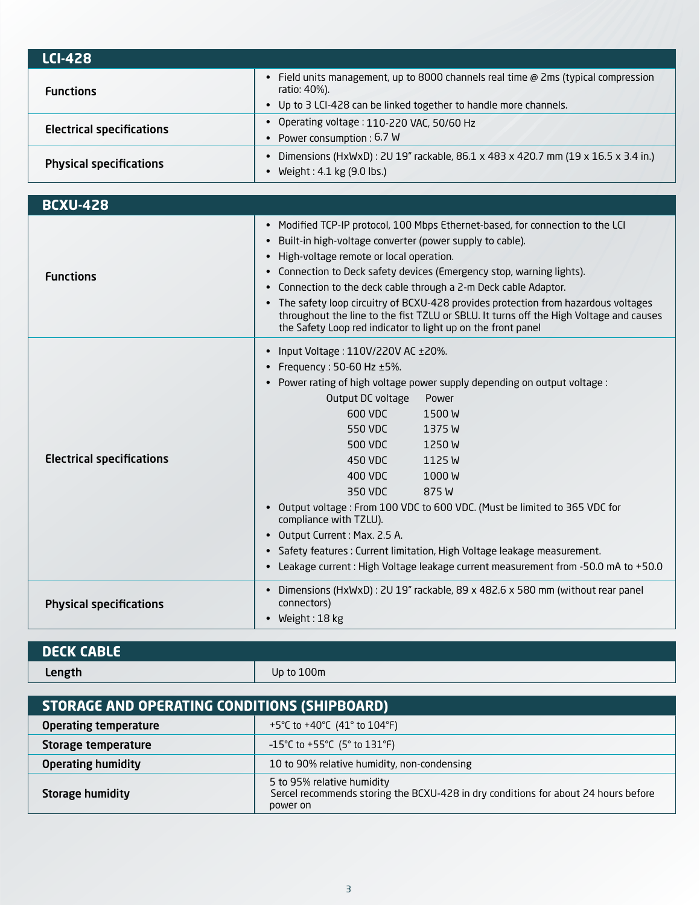## LCI-428

| | |
|---|---|
| **Functions** | • Field units management, up to 8000 channels real time @ 2ms (typical compression ratio: 40%).<br>• Up to 3 LCI-428 can be linked together to handle more channels. |
| **Electrical specifications** | • Operating voltage : 110-220 VAC, 50/60 Hz<br>• Power consumption : 6.7 W |
| **Physical specifications** | • Dimensions (HxWxD) : 2U 19" rackable, 86.1 x 483 x 420.7 mm (19 x 16.5 x 3.4 in.)<br>• Weight : 4.1 kg (9.0 lbs.) |

## BCXU-428

| | |
|---|---|
| **Functions** | • Modified TCP-IP protocol, 100 Mbps Ethernet-based, for connection to the LCI<br>• Built-in high-voltage converter (power supply to cable).<br>• High-voltage remote or local operation.<br>• Connection to Deck safety devices (Emergency stop, warning lights).<br>• Connection to the deck cable through a 2-m Deck cable Adaptor.<br>• The safety loop circuitry of BCXU-428 provides protection from hazardous voltages throughout the line to the fist TZLU or SBLU. It turns off the High Voltage and causes the Safety Loop red indicator to light up on the front panel |
| **Electrical specifications** | • Input Voltage : 110V/220V AC ±20%.<br>• Frequency : 50-60 Hz ±5%.<br>• Power rating of high voltage power supply depending on output voltage :<br>Output DC voltage — Power<br>600 VDC — 1500 W<br>550 VDC — 1375 W<br>500 VDC — 1250 W<br>450 VDC — 1125 W<br>400 VDC — 1000 W<br>350 VDC — 875 W<br>• Output voltage : From 100 VDC to 600 VDC. (Must be limited to 365 VDC for compliance with TZLU).<br>• Output Current : Max. 2.5 A.<br>• Safety features : Current limitation, High Voltage leakage measurement.<br>• Leakage current : High Voltage leakage current measurement from -50.0 mA to +50.0 |
| **Physical specifications** | • Dimensions (HxWxD) : 2U 19" rackable, 89 x 482.6 x 580 mm (without rear panel connectors)<br>• Weight : 18 kg |

## DECK CABLE

| | |
|---|---|
| **Length** | Up to 100m |

## STORAGE AND OPERATING CONDITIONS (SHIPBOARD)

| | |
|---|---|
| **Operating temperature** | +5°C to +40°C (41° to 104°F) |
| **Storage temperature** | -15°C to +55°C (5° to 131°F) |
| **Operating humidity** | 10 to 90% relative humidity, non-condensing |
| **Storage humidity** | 5 to 95% relative humidity<br>Sercel recommends storing the BCXU-428 in dry conditions for about 24 hours before power on |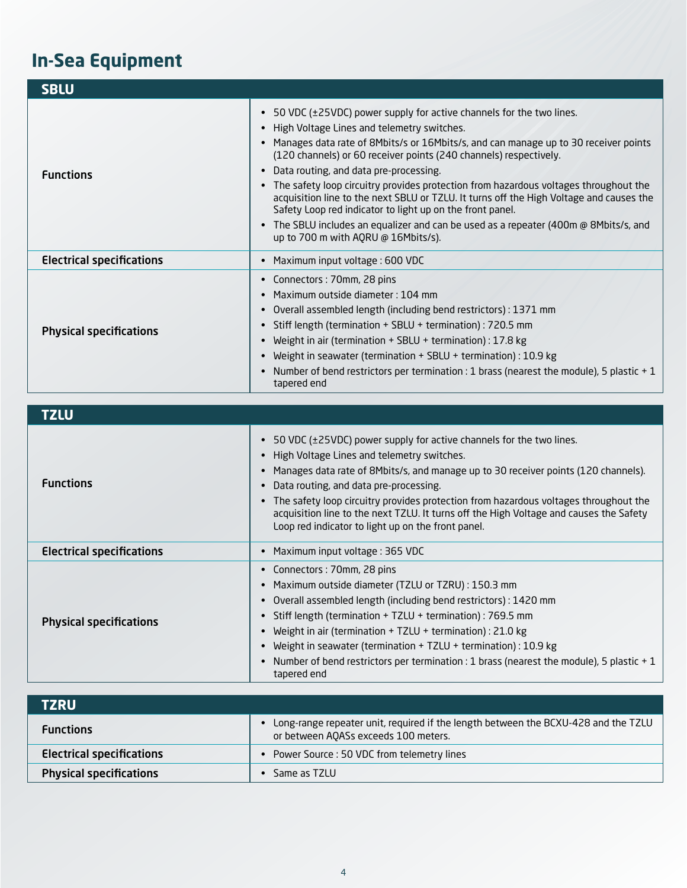# In-Sea Equipment

| SBLU | |
|---|---|
| **Functions** | • 50 VDC (±25VDC) power supply for active channels for the two lines.<br>• High Voltage Lines and telemetry switches.<br>• Manages data rate of 8Mbits/s or 16Mbits/s, and can manage up to 30 receiver points (120 channels) or 60 receiver points (240 channels) respectively.<br>• Data routing, and data pre-processing.<br>• The safety loop circuitry provides protection from hazardous voltages throughout the acquisition line to the next SBLU or TZLU. It turns off the High Voltage and causes the Safety Loop red indicator to light up on the front panel.<br>• The SBLU includes an equalizer and can be used as a repeater (400m @ 8Mbits/s, and up to 700 m with AQRU @ 16Mbits/s). |
| **Electrical specifications** | • Maximum input voltage : 600 VDC |
| **Physical specifications** | • Connectors : 70mm, 28 pins<br>• Maximum outside diameter : 104 mm<br>• Overall assembled length (including bend restrictors) : 1371 mm<br>• Stiff length (termination + SBLU + termination) : 720.5 mm<br>• Weight in air (termination + SBLU + termination) : 17.8 kg<br>• Weight in seawater (termination + SBLU + termination) : 10.9 kg<br>• Number of bend restrictors per termination : 1 brass (nearest the module), 5 plastic + 1 tapered end |

| TZLU | |
|---|---|
| **Functions** | • 50 VDC (±25VDC) power supply for active channels for the two lines.<br>• High Voltage Lines and telemetry switches.<br>• Manages data rate of 8Mbits/s, and manage up to 30 receiver points (120 channels).<br>• Data routing, and data pre-processing.<br>• The safety loop circuitry provides protection from hazardous voltages throughout the acquisition line to the next TZLU. It turns off the High Voltage and causes the Safety Loop red indicator to light up on the front panel. |
| **Electrical specifications** | • Maximum input voltage : 365 VDC |
| **Physical specifications** | • Connectors : 70mm, 28 pins<br>• Maximum outside diameter (TZLU or TZRU) : 150.3 mm<br>• Overall assembled length (including bend restrictors) : 1420 mm<br>• Stiff length (termination + TZLU + termination) : 769.5 mm<br>• Weight in air (termination + TZLU + termination) : 21.0 kg<br>• Weight in seawater (termination + TZLU + termination) : 10.9 kg<br>• Number of bend restrictors per termination : 1 brass (nearest the module), 5 plastic + 1 tapered end |

| TZRU | |
|---|---|
| **Functions** | • Long-range repeater unit, required if the length between the BCXU-428 and the TZLU or between AQASs exceeds 100 meters. |
| **Electrical specifications** | • Power Source : 50 VDC from telemetry lines |
| **Physical specifications** | • Same as TZLU |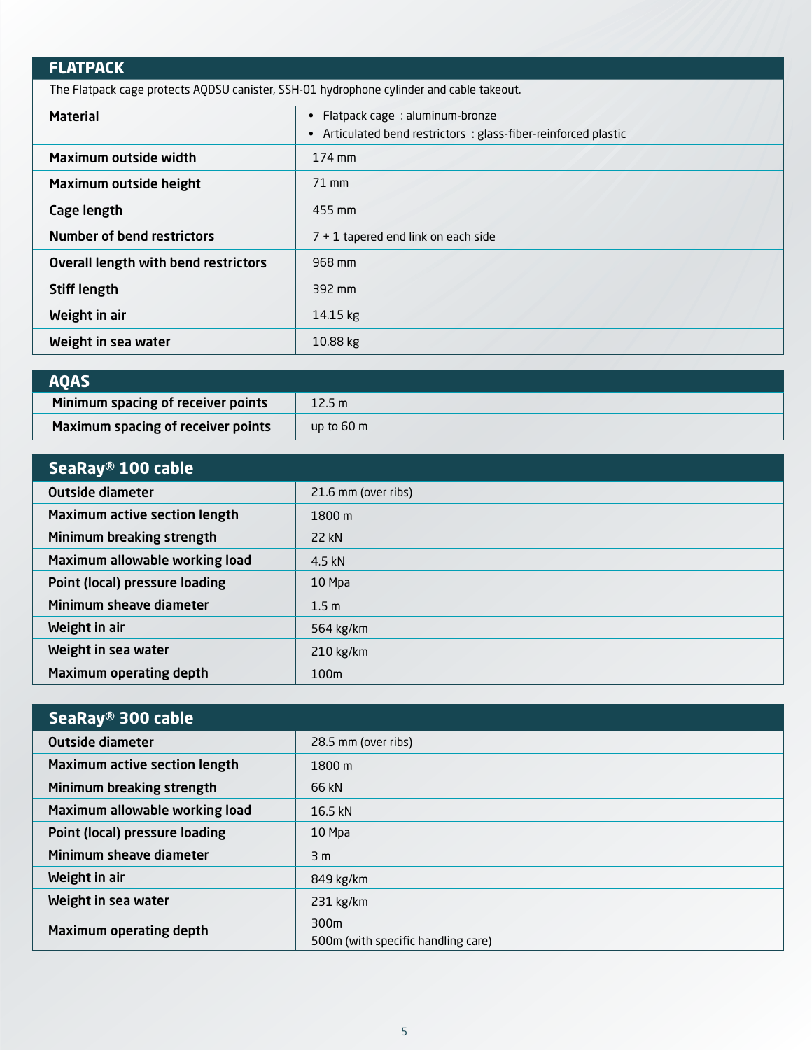## FLATPACK

The Flatpack cage protects AQDSU canister, SSH-01 hydrophone cylinder and cable takeout.

| | |
|---|---|
| **Material** | • Flatpack cage : aluminum-bronze<br>• Articulated bend restrictors : glass-fiber-reinforced plastic |
| **Maximum outside width** | 174 mm |
| **Maximum outside height** | 71 mm |
| **Cage length** | 455 mm |
| **Number of bend restrictors** | 7 + 1 tapered end link on each side |
| **Overall length with bend restrictors** | 968 mm |
| **Stiff length** | 392 mm |
| **Weight in air** | 14.15 kg |
| **Weight in sea water** | 10.88 kg |

## AQAS

| | |
|---|---|
| **Minimum spacing of receiver points** | 12.5 m |
| **Maximum spacing of receiver points** | up to 60 m |

## SeaRay® 100 cable

| | |
|---|---|
| **Outside diameter** | 21.6 mm (over ribs) |
| **Maximum active section length** | 1800 m |
| **Minimum breaking strength** | 22 kN |
| **Maximum allowable working load** | 4.5 kN |
| **Point (local) pressure loading** | 10 Mpa |
| **Minimum sheave diameter** | 1.5 m |
| **Weight in air** | 564 kg/km |
| **Weight in sea water** | 210 kg/km |
| **Maximum operating depth** | 100m |

## SeaRay® 300 cable

| | |
|---|---|
| **Outside diameter** | 28.5 mm (over ribs) |
| **Maximum active section length** | 1800 m |
| **Minimum breaking strength** | 66 kN |
| **Maximum allowable working load** | 16.5 kN |
| **Point (local) pressure loading** | 10 Mpa |
| **Minimum sheave diameter** | 3 m |
| **Weight in air** | 849 kg/km |
| **Weight in sea water** | 231 kg/km |
| **Maximum operating depth** | 300m<br>500m (with specific handling care) |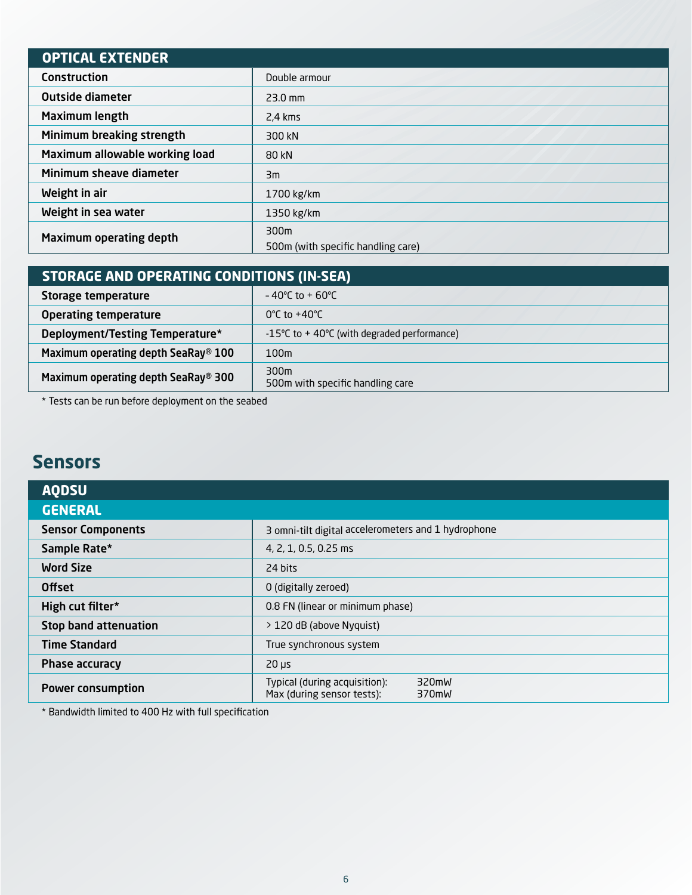| OPTICAL EXTENDER | |
|---|---|
| **Construction** | Double armour |
| **Outside diameter** | 23.0 mm |
| **Maximum length** | 2,4 kms |
| **Minimum breaking strength** | 300 kN |
| **Maximum allowable working load** | 80 kN |
| **Minimum sheave diameter** | 3m |
| **Weight in air** | 1700 kg/km |
| **Weight in sea water** | 1350 kg/km |
| **Maximum operating depth** | 300m<br>500m (with specific handling care) |

| STORAGE AND OPERATING CONDITIONS (IN-SEA) | |
|---|---|
| **Storage temperature** | - 40°C to + 60°C |
| **Operating temperature** | 0°C to +40°C |
| **Deployment/Testing Temperature*** | -15°C to + 40°C (with degraded performance) |
| **Maximum operating depth SeaRay® 100** | 100m |
| **Maximum operating depth SeaRay® 300** | 300m<br>500m with specific handling care |

* Tests can be run before deployment on the seabed

## Sensors

| AQDSU | |
|---|---|
| **GENERAL** | |
| **Sensor Components** | 3 omni-tilt digital accelerometers and 1 hydrophone |
| **Sample Rate*** | 4, 2, 1, 0.5, 0.25 ms |
| **Word Size** | 24 bits |
| **Offset** | 0 (digitally zeroed) |
| **High cut filter*** | 0.8 FN (linear or minimum phase) |
| **Stop band attenuation** | > 120 dB (above Nyquist) |
| **Time Standard** | True synchronous system |
| **Phase accuracy** | 20 µs |
| **Power consumption** | Typical (during acquisition): 320mW<br>Max (during sensor tests): 370mW |

* Bandwidth limited to 400 Hz with full specification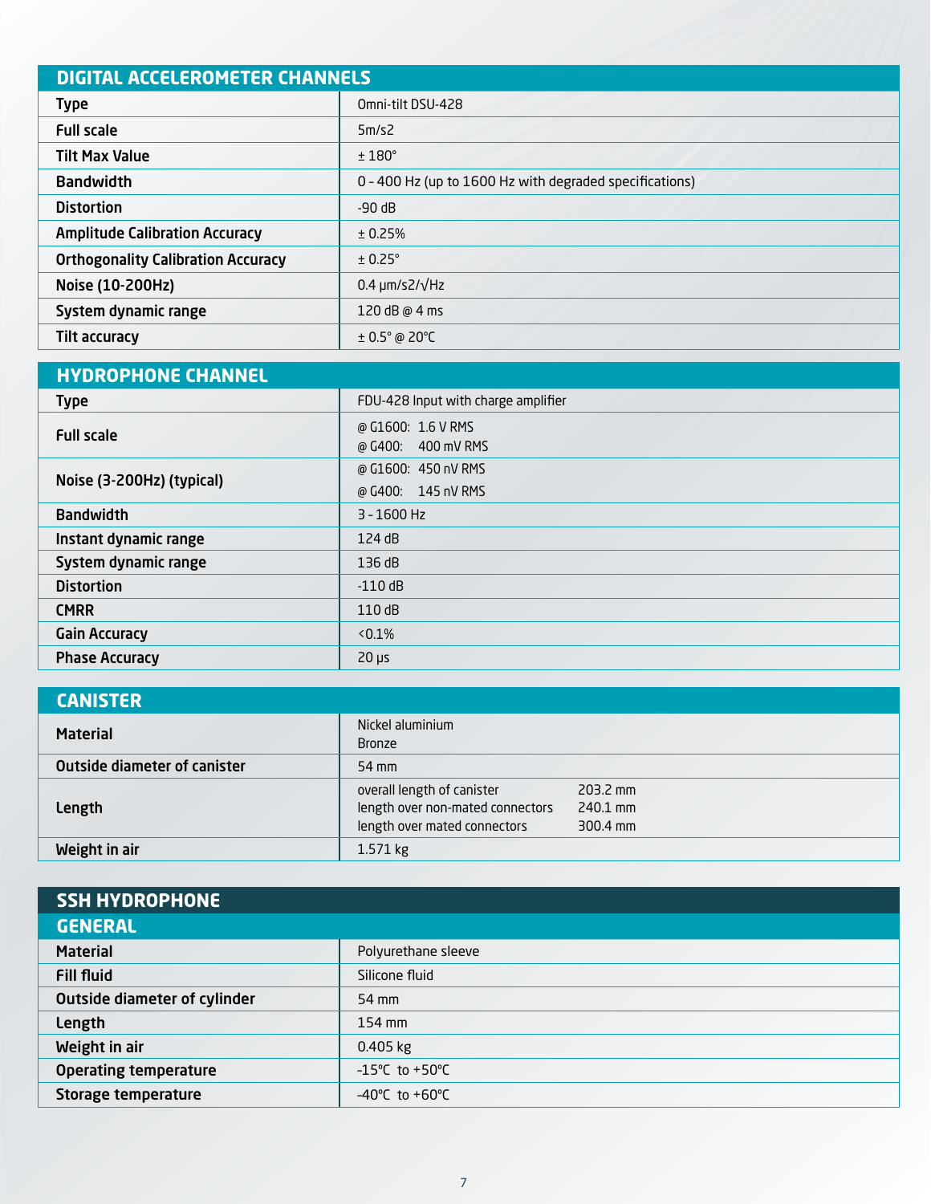## DIGITAL ACCELEROMETER CHANNELS

| | |
|---|---|
| **Type** | Omni-tilt DSU-428 |
| **Full scale** | 5m/s2 |
| **Tilt Max Value** | ± 180° |
| **Bandwidth** | 0 - 400 Hz (up to 1600 Hz with degraded specifications) |
| **Distortion** | -90 dB |
| **Amplitude Calibration Accuracy** | ± 0.25% |
| **Orthogonality Calibration Accuracy** | ± 0.25° |
| **Noise (10-200Hz)** | 0.4 µm/s2/√Hz |
| **System dynamic range** | 120 dB @ 4 ms |
| **Tilt accuracy** | ± 0.5° @ 20°C |

## HYDROPHONE CHANNEL

| | |
|---|---|
| **Type** | FDU-428 Input with charge amplifier |
| **Full scale** | @ G1600: 1.6 V RMS<br>@ G400: 400 mV RMS |
| **Noise (3-200Hz) (typical)** | @ G1600: 450 nV RMS<br>@ G400: 145 nV RMS |
| **Bandwidth** | 3 - 1600 Hz |
| **Instant dynamic range** | 124 dB |
| **System dynamic range** | 136 dB |
| **Distortion** | -110 dB |
| **CMRR** | 110 dB |
| **Gain Accuracy** | <0.1% |
| **Phase Accuracy** | 20 µs |

## CANISTER

| | |
|---|---|
| **Material** | Nickel aluminium<br>Bronze |
| **Outside diameter of canister** | 54 mm |
| **Length** | overall length of canister 203.2 mm<br>length over non-mated connectors 240.1 mm<br>length over mated connectors 300.4 mm |
| **Weight in air** | 1.571 kg |

## SSH HYDROPHONE

### GENERAL

| | |
|---|---|
| **Material** | Polyurethane sleeve |
| **Fill fluid** | Silicone fluid |
| **Outside diameter of cylinder** | 54 mm |
| **Length** | 154 mm |
| **Weight in air** | 0.405 kg |
| **Operating temperature** | -15°C to +50°C |
| **Storage temperature** | -40°C to +60°C |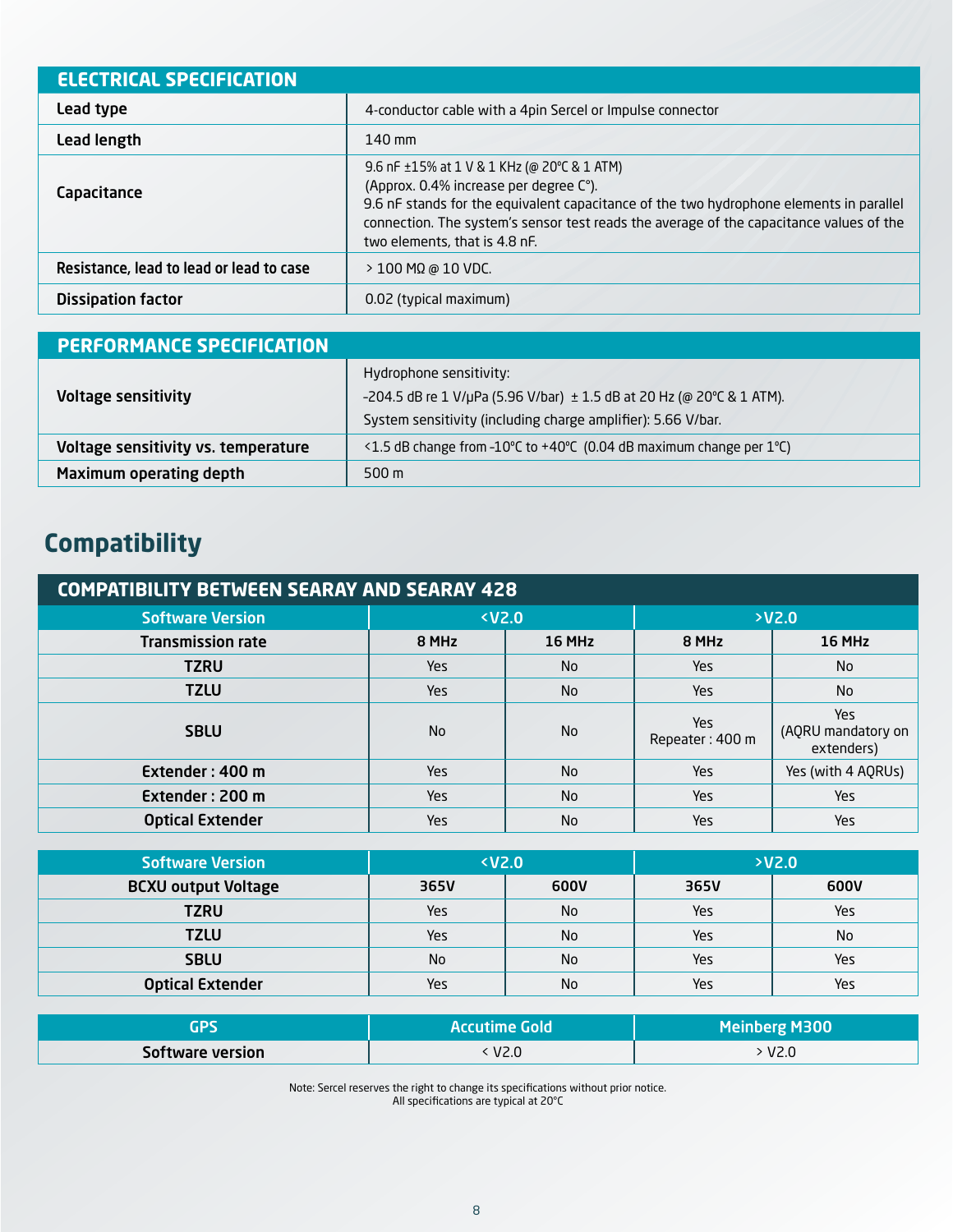| ELECTRICAL SPECIFICATION | |
|---|---|
| **Lead type** | 4-conductor cable with a 4pin Sercel or Impulse connector |
| **Lead length** | 140 mm |
| **Capacitance** | 9.6 nF ±15% at 1 V & 1 KHz (@ 20°C & 1 ATM)<br>(Approx. 0.4% increase per degree C°).<br>9.6 nF stands for the equivalent capacitance of the two hydrophone elements in parallel connection. The system's sensor test reads the average of the capacitance values of the two elements, that is 4.8 nF. |
| **Resistance, lead to lead or lead to case** | > 100 MΩ @ 10 VDC. |
| **Dissipation factor** | 0.02 (typical maximum) |

| PERFORMANCE SPECIFICATION | |
|---|---|
| **Voltage sensitivity** | Hydrophone sensitivity:<br>-204.5 dB re 1 V/μPa (5.96 V/bar) ± 1.5 dB at 20 Hz (@ 20°C & 1 ATM).<br>System sensitivity (including charge amplifier): 5.66 V/bar. |
| **Voltage sensitivity vs. temperature** | <1.5 dB change from -10°C to +40°C (0.04 dB maximum change per 1°C) |
| **Maximum operating depth** | 500 m |

## Compatibility

**COMPATIBILITY BETWEEN SEARAY AND SEARAY 428**

| Software Version | <V2.0 | | >V2.0 | |
|---|---|---|---|---|
| **Transmission rate** | **8 MHz** | **16 MHz** | **8 MHz** | **16 MHz** |
| **TZRU** | Yes | No | Yes | No |
| **TZLU** | Yes | No | Yes | No |
| **SBLU** | No | No | Yes<br>Repeater : 400 m | Yes<br>(AQRU mandatory on extenders) |
| **Extender : 400 m** | Yes | No | Yes | Yes (with 4 AQRUs) |
| **Extender : 200 m** | Yes | No | Yes | Yes |
| **Optical Extender** | Yes | No | Yes | Yes |

| Software Version | <V2.0 | | >V2.0 | |
|---|---|---|---|---|
| **BCXU output Voltage** | **365V** | **600V** | **365V** | **600V** |
| **TZRU** | Yes | No | Yes | Yes |
| **TZLU** | Yes | No | Yes | No |
| **SBLU** | No | No | Yes | Yes |
| **Optical Extender** | Yes | No | Yes | Yes |

| GPS | Accutime Gold | Meinberg M300 |
|---|---|---|
| **Software version** | < V2.0 | > V2.0 |

Note: Sercel reserves the right to change its specifications without prior notice.
All specifications are typical at 20°C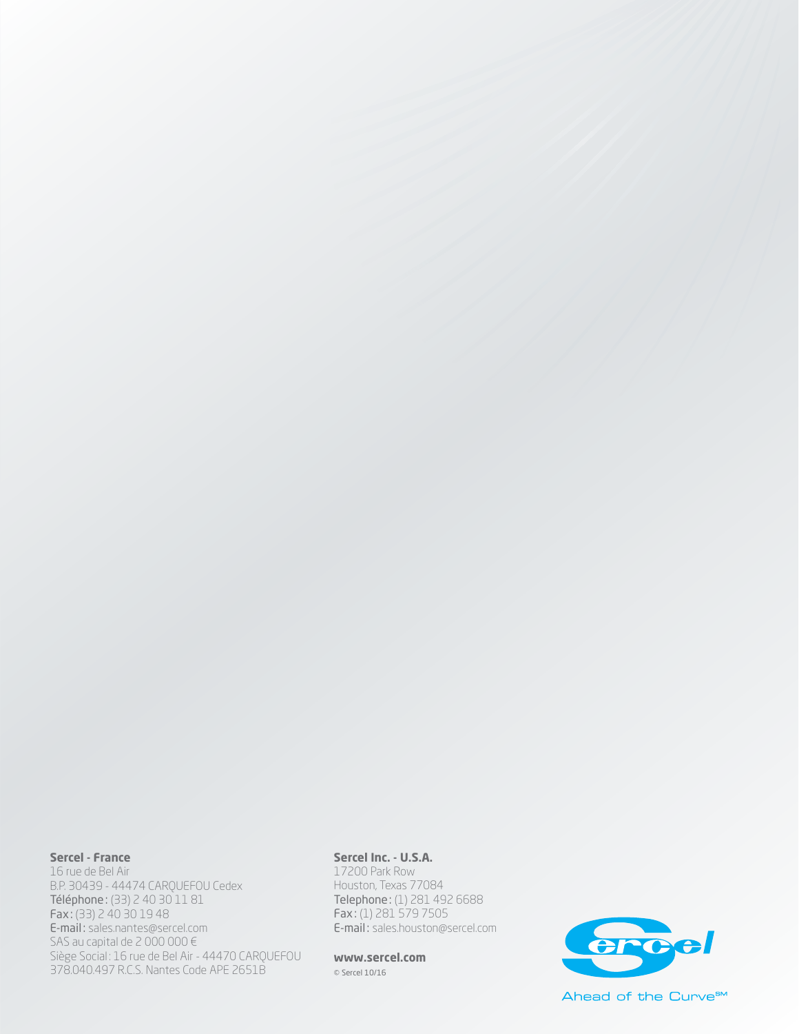**Sercel - France**
16 rue de Bel Air
B.P. 30439 - 44474 CARQUEFOU Cedex
Téléphone : (33) 2 40 30 11 81
Fax : (33) 2 40 30 19 48
E-mail : sales.nantes@sercel.com
SAS au capital de 2 000 000 €
Siège Social : 16 rue de Bel Air - 44470 CARQUEFOU
378.040.497 R.C.S. Nantes Code APE 2651B

**Sercel Inc. - U.S.A.**
17200 Park Row
Houston, Texas 77084
Telephone : (1) 281 492 6688
Fax : (1) 281 579 7505
E-mail : sales.houston@sercel.com

**www.sercel.com**
© Sercel 10/16

Sercel
Ahead of the Curve℠